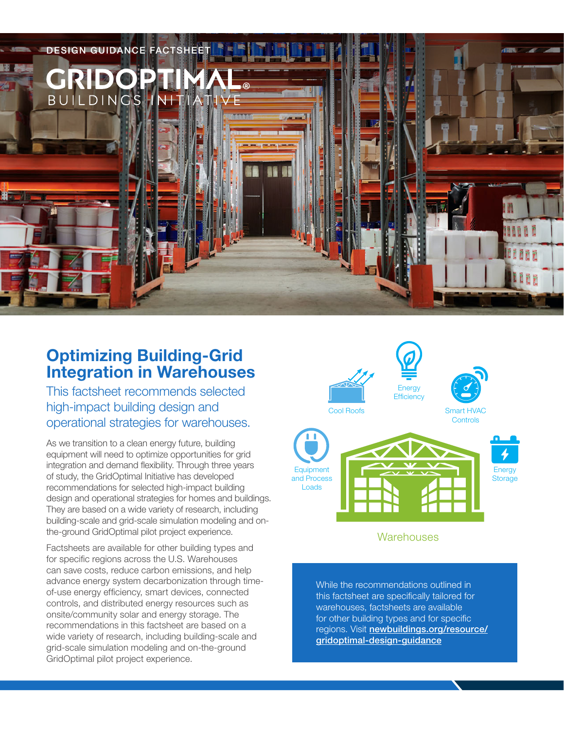DESIGN GUIDANCE FACTSHEET

GRIDOPTIMAL® BUILDINGS INITIATIVE

# Optimizing Building-Grid Integration in Warehouses

## This factsheet recommends selected high-impact building design and operational strategies for warehouses.

As we transition to a clean energy future, building equipment will need to optimize opportunities for grid integration and demand flexibility. Through three years of study, the GridOptimal Initiative has developed recommendations for selected high-impact building design and operational strategies for homes and buildings. They are based on a wide variety of research, including building-scale and grid-scale simulation modeling and on-the-ground GridOptimal pilot project experience.

Factsheets are available for other building types and for specific regions across the U.S. Warehouses can save costs, reduce carbon emissions, and help advance energy system decarbonization through time-of-use energy efficiency, smart devices, connected controls, and distributed energy resources such as onsite/community solar and energy storage. The recommendations in this factsheet are based on a wide variety of research, including building-scale and grid-scale simulation modeling and on-the-ground GridOptimal pilot project experience.

Cool Roofs

Energy Efficiency

Smart HVAC Controls

Equipment and Process Loads

Energy Storage

Warehouses

While the recommendations outlined in this factsheet are specifically tailored for warehouses, factsheets are available for other building types and for specific regions. Visit **newbuildings.org/resource/gridoptimal-design-guidance**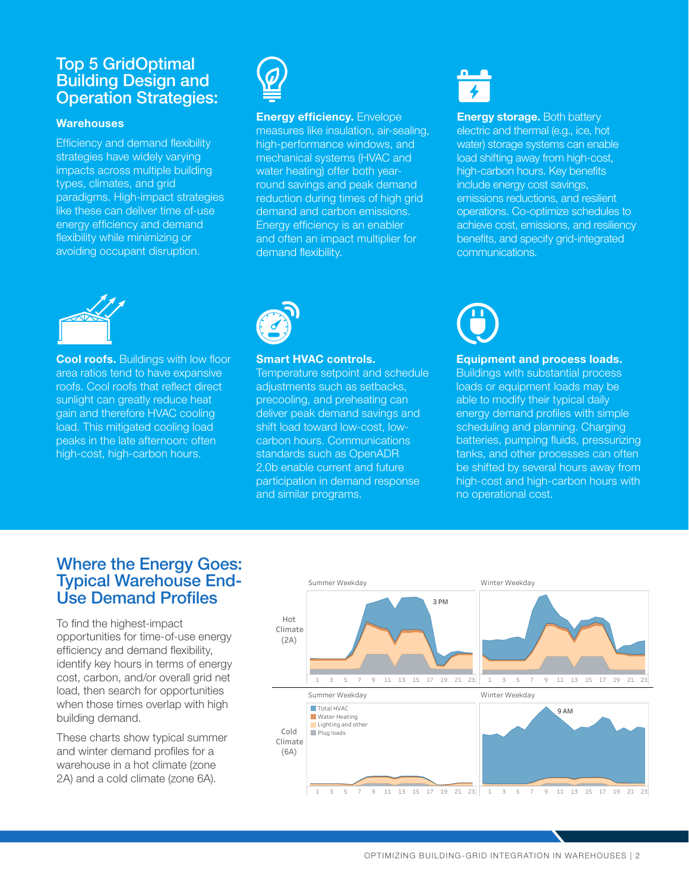# Top 5 GridOptimal Building Design and Operation Strategies:

### Warehouses

Efficiency and demand flexibility strategies have widely varying impacts across multiple building types, climates, and grid paradigms. High-impact strategies like these can deliver time of-use energy efficiency and demand flexibility while minimizing or avoiding occupant disruption.

**Energy efficiency.** Envelope measures like insulation, air-sealing, high-performance windows, and mechanical systems (HVAC and water heating) offer both year-round savings and peak demand reduction during times of high grid demand and carbon emissions. Energy efficiency is an enabler and often an impact multiplier for demand flexibility.

**Energy storage.** Both battery electric and thermal (e.g., ice, hot water) storage systems can enable load shifting away from high-cost, high-carbon hours. Key benefits include energy cost savings, emissions reductions, and resilient operations. Co-optimize schedules to achieve cost, emissions, and resiliency benefits, and specify grid-integrated communications.

**Cool roofs.** Buildings with low floor area ratios tend to have expansive roofs. Cool roofs that reflect direct sunlight can greatly reduce heat gain and therefore HVAC cooling load. This mitigated cooling load peaks in the late afternoon: often high-cost, high-carbon hours.

**Smart HVAC controls.** Temperature setpoint and schedule adjustments such as setbacks, precooling, and preheating can deliver peak demand savings and shift load toward low-cost, low-carbon hours. Communications standards such as OpenADR 2.0b enable current and future participation in demand response and similar programs.

**Equipment and process loads.** Buildings with substantial process loads or equipment loads may be able to modify their typical daily energy demand profiles with simple scheduling and planning. Charging batteries, pumping fluids, pressurizing tanks, and other processes can often be shifted by several hours away from high-cost and high-carbon hours with no operational cost.

## Where the Energy Goes: Typical Warehouse End-Use Demand Profiles

To find the highest-impact opportunities for time-of-use energy efficiency and demand flexibility, identify key hours in terms of energy cost, carbon, and/or overall grid net load, then search for opportunities when those times overlap with high building demand.

These charts show typical summer and winter demand profiles for a warehouse in a hot climate (zone 2A) and a cold climate (zone 6A).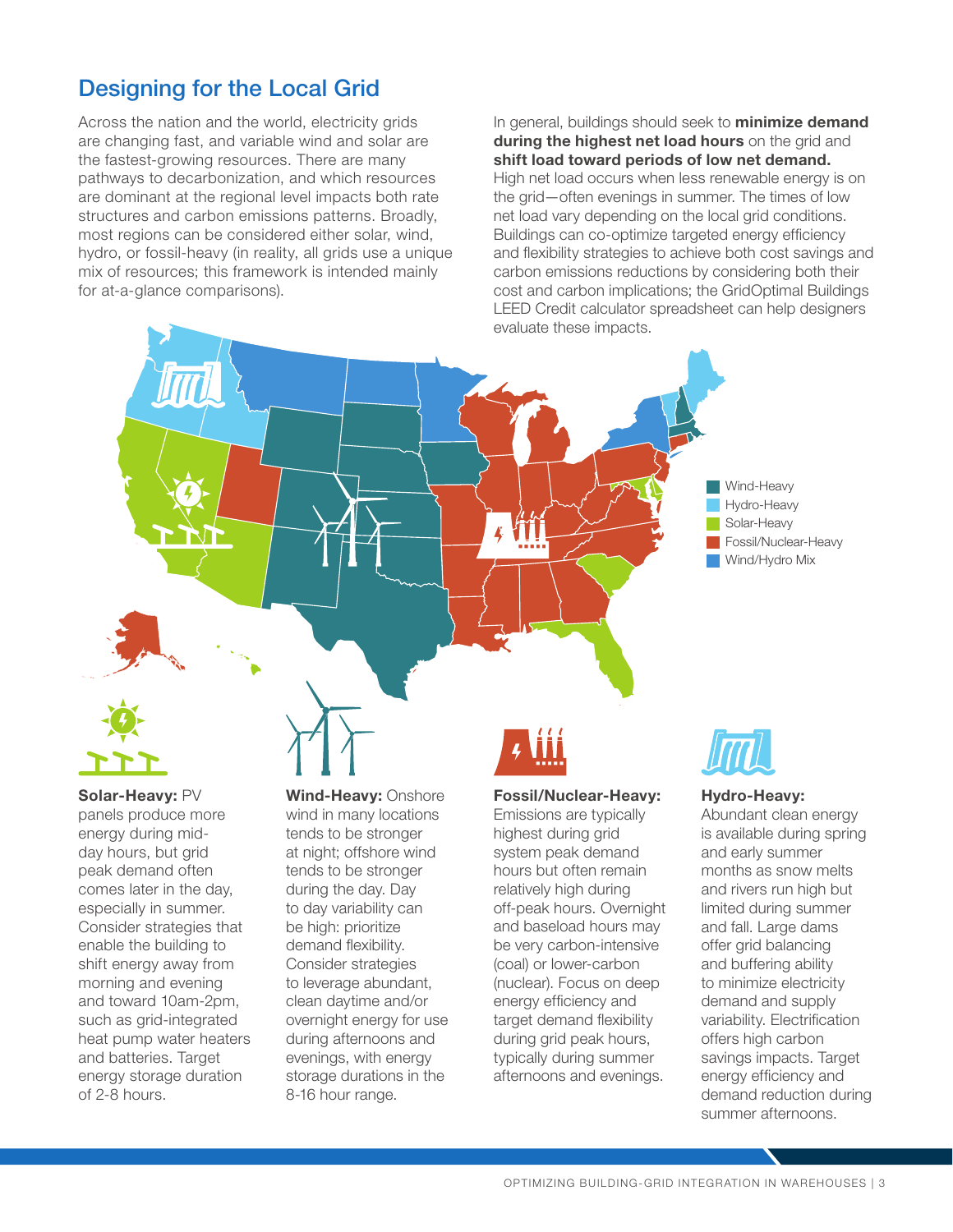## Designing for the Local Grid

Across the nation and the world, electricity grids are changing fast, and variable wind and solar are the fastest-growing resources. There are many pathways to decarbonization, and which resources are dominant at the regional level impacts both rate structures and carbon emissions patterns. Broadly, most regions can be considered either solar, wind, hydro, or fossil-heavy (in reality, all grids use a unique mix of resources; this framework is intended mainly for at-a-glance comparisons).

In general, buildings should seek to **minimize demand during the highest net load hours** on the grid and **shift load toward periods of low net demand.** High net load occurs when less renewable energy is on the grid—often evenings in summer. The times of low net load vary depending on the local grid conditions. Buildings can co-optimize targeted energy efficiency and flexibility strategies to achieve both cost savings and carbon emissions reductions by considering both their cost and carbon implications; the GridOptimal Buildings LEED Credit calculator spreadsheet can help designers evaluate these impacts.

- Wind-Heavy
- Hydro-Heavy
- Solar-Heavy
- Fossil/Nuclear-Heavy
- Wind/Hydro Mix

**Solar-Heavy:** PV panels produce more energy during mid-day hours, but grid peak demand often comes later in the day, especially in summer. Consider strategies that enable the building to shift energy away from morning and evening and toward 10am-2pm, such as grid-integrated heat pump water heaters and batteries. Target energy storage duration of 2-8 hours.

**Wind-Heavy:** Onshore wind in many locations tends to be stronger at night; offshore wind tends to be stronger during the day. Day to day variability can be high: prioritize demand flexibility. Consider strategies to leverage abundant, clean daytime and/or overnight energy for use during afternoons and evenings, with energy storage durations in the 8-16 hour range.

**Fossil/Nuclear-Heavy:** Emissions are typically highest during grid system peak demand hours but often remain relatively high during off-peak hours. Overnight and baseload hours may be very carbon-intensive (coal) or lower-carbon (nuclear). Focus on deep energy efficiency and target demand flexibility during grid peak hours, typically during summer afternoons and evenings.

**Hydro-Heavy:** Abundant clean energy is available during spring and early summer months as snow melts and rivers run high but limited during summer and fall. Large dams offer grid balancing and buffering ability to minimize electricity demand and supply variability. Electrification offers high carbon savings impacts. Target energy efficiency and demand reduction during summer afternoons.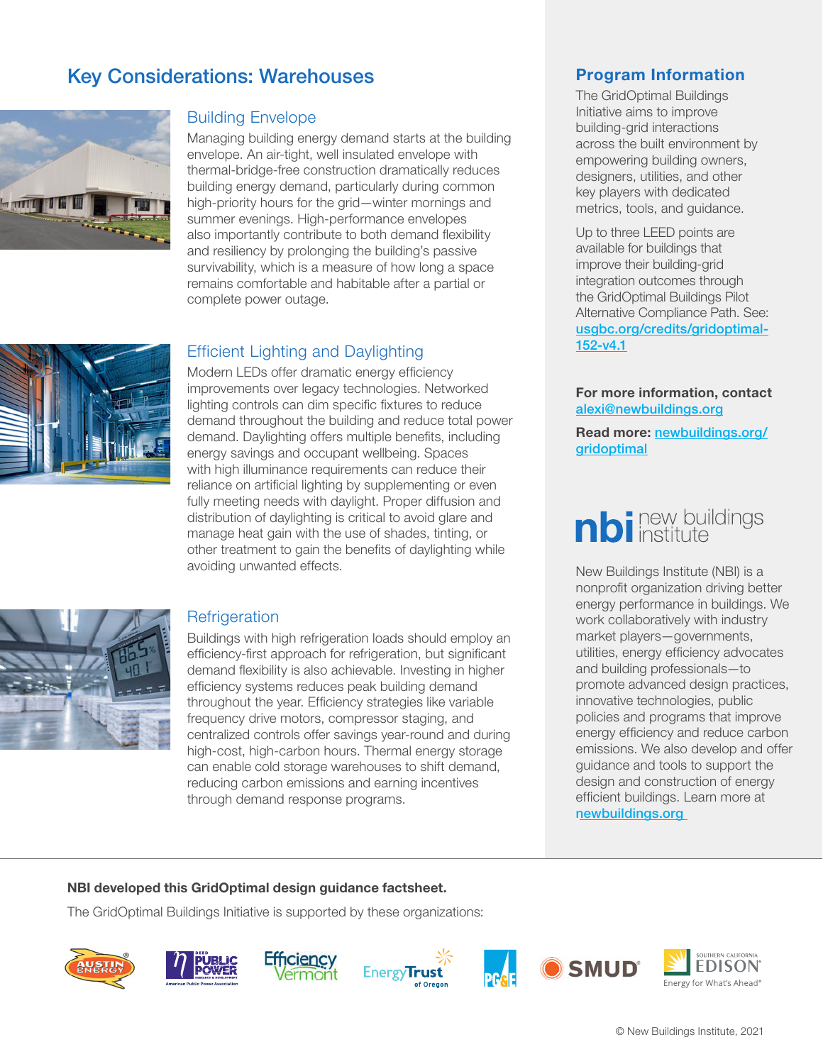## Key Considerations: Warehouses

### Building Envelope

Managing building energy demand starts at the building envelope. An air-tight, well insulated envelope with thermal-bridge-free construction dramatically reduces building energy demand, particularly during common high-priority hours for the grid—winter mornings and summer evenings. High-performance envelopes also importantly contribute to both demand flexibility and resiliency by prolonging the building's passive survivability, which is a measure of how long a space remains comfortable and habitable after a partial or complete power outage.

### Efficient Lighting and Daylighting

Modern LEDs offer dramatic energy efficiency improvements over legacy technologies. Networked lighting controls can dim specific fixtures to reduce demand throughout the building and reduce total power demand. Daylighting offers multiple benefits, including energy savings and occupant wellbeing. Spaces with high illuminance requirements can reduce their reliance on artificial lighting by supplementing or even fully meeting needs with daylight. Proper diffusion and distribution of daylighting is critical to avoid glare and manage heat gain with the use of shades, tinting, or other treatment to gain the benefits of daylighting while avoiding unwanted effects.

### Refrigeration

Buildings with high refrigeration loads should employ an efficiency-first approach for refrigeration, but significant demand flexibility is also achievable. Investing in higher efficiency systems reduces peak building demand throughout the year. Efficiency strategies like variable frequency drive motors, compressor staging, and centralized controls offer savings year-round and during high-cost, high-carbon hours. Thermal energy storage can enable cold storage warehouses to shift demand, reducing carbon emissions and earning incentives through demand response programs.

## Program Information

The GridOptimal Buildings Initiative aims to improve building-grid interactions across the built environment by empowering building owners, designers, utilities, and other key players with dedicated metrics, tools, and guidance.

Up to three LEED points are available for buildings that improve their building-grid integration outcomes through the GridOptimal Buildings Pilot Alternative Compliance Path. See: usgbc.org/credits/gridoptimal-152-v4.1

**For more information, contact** alexi@newbuildings.org

**Read more:** newbuildings.org/gridoptimal

nbi new buildings institute

New Buildings Institute (NBI) is a nonprofit organization driving better energy performance in buildings. We work collaboratively with industry market players—governments, utilities, energy efficiency advocates and building professionals—to promote advanced design practices, innovative technologies, public policies and programs that improve energy efficiency and reduce carbon emissions. We also develop and offer guidance and tools to support the design and construction of energy efficient buildings. Learn more at newbuildings.org

**NBI developed this GridOptimal design guidance factsheet.**

The GridOptimal Buildings Initiative is supported by these organizations:

Austin Energy, DEED Public Power (American Public Power Association), Efficiency Vermont, Energy Trust of Oregon, PG&E, SMUD, Southern California Edison – Energy for What's Ahead

© New Buildings Institute, 2021